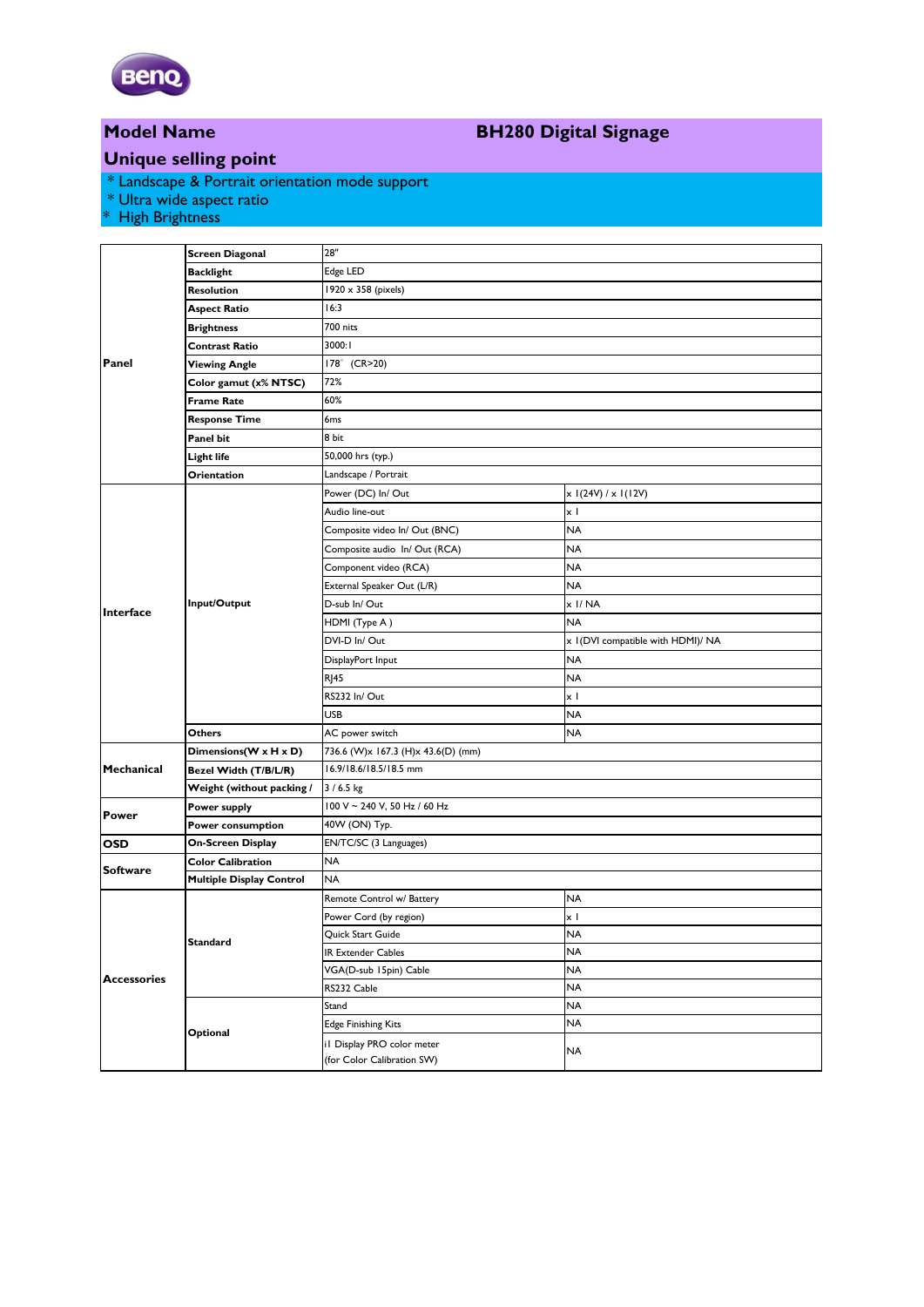## Model Name — BH280 Digital Signage

## Unique selling point

* Landscape & Portrait orientation mode support
* Ultra wide aspect ratio
* High Brightness

| | | | |
|---|---|---|---|
| Panel | Screen Diagonal | 28" | |
| | Backlight | Edge LED | |
| | Resolution | 1920 x 358 (pixels) | |
| | Aspect Ratio | 16:3 | |
| | Brightness | 700 nits | |
| | Contrast Ratio | 3000:1 | |
| | Viewing Angle | 178° (CR>20) | |
| | Color gamut (x% NTSC) | 72% | |
| | Frame Rate | 60% | |
| | Response Time | 6ms | |
| | Panel bit | 8 bit | |
| | Light life | 50,000 hrs (typ.) | |
| | Orientation | Landscape / Portrait | |
| Interface | Input/Output | Power (DC) In/ Out | x 1(24V) / x 1(12V) |
| | | Audio line-out | x 1 |
| | | Composite video In/ Out (BNC) | NA |
| | | Composite audio In/ Out (RCA) | NA |
| | | Component video (RCA) | NA |
| | | External Speaker Out (L/R) | NA |
| | | D-sub In/ Out | x 1/ NA |
| | | HDMI (Type A ) | NA |
| | | DVI-D In/ Out | x 1(DVI compatible with HDMI)/ NA |
| | | DisplayPort Input | NA |
| | | RJ45 | NA |
| | | RS232 In/ Out | x 1 |
| | | USB | NA |
| | Others | AC power switch | NA |
| Mechanical | Dimensions(W x H x D) | 736.6 (W)x 167.3 (H)x 43.6(D) (mm) | |
| | Bezel Width (T/B/L/R) | 16.9/18.6/18.5/18.5 mm | |
| | Weight (without packing / | 3 / 6.5 kg | |
| Power | Power supply | 100 V ~ 240 V, 50 Hz / 60 Hz | |
| | Power consumption | 40W (ON) Typ. | |
| OSD | On-Screen Display | EN/TC/SC (3 Languages) | |
| Software | Color Calibration | NA | |
| | Multiple Display Control | NA | |
| Accessories | Standard | Remote Control w/ Battery | NA |
| | | Power Cord (by region) | x 1 |
| | | Quick Start Guide | NA |
| | | IR Extender Cables | NA |
| | | VGA(D-sub 15pin) Cable | NA |
| | | RS232 Cable | NA |
| | Optional | Stand | NA |
| | | Edge Finishing Kits | NA |
| | | i1 Display PRO color meter (for Color Calibration SW) | NA |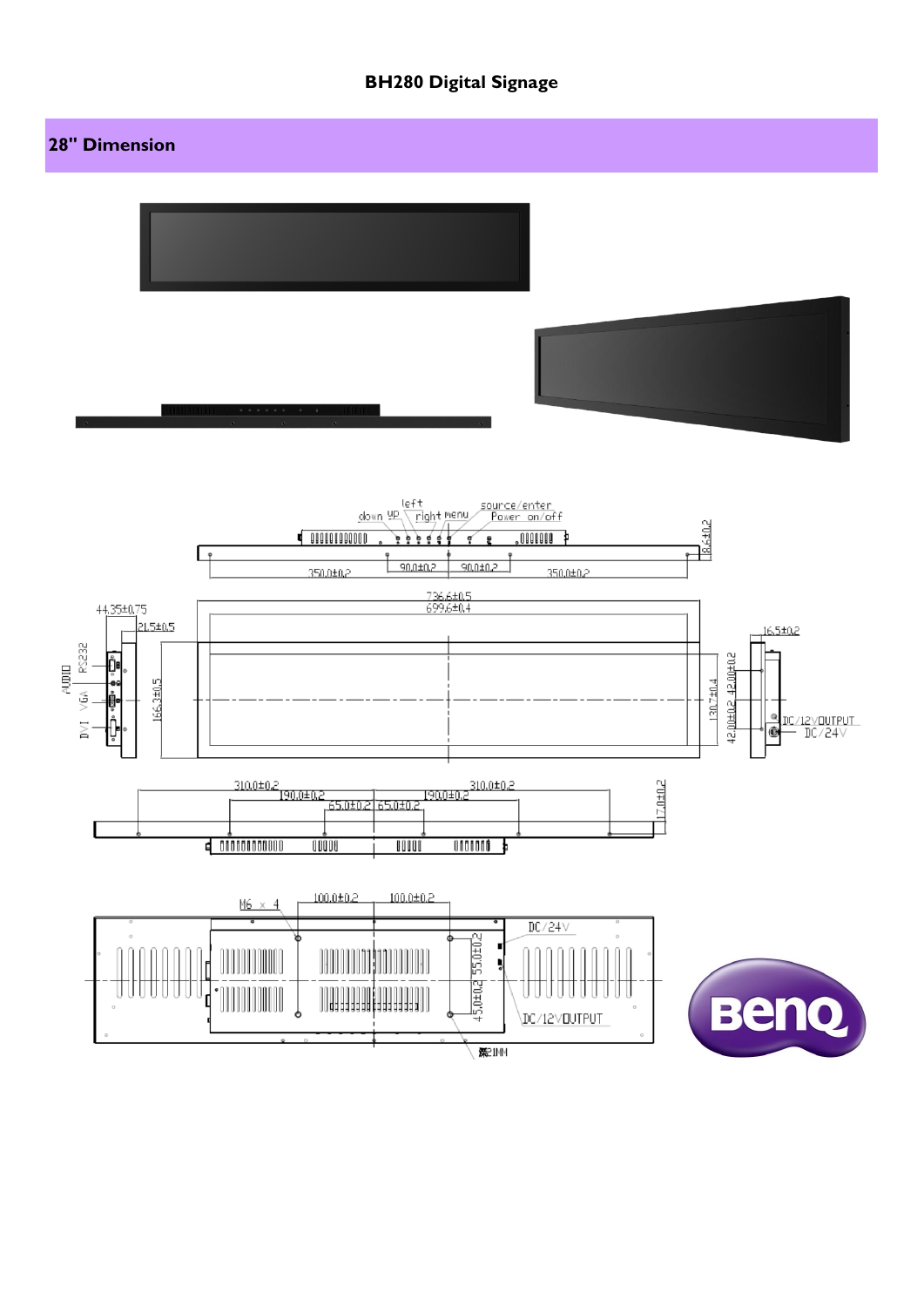# BH280 Digital Signage

## 28" Dimension

left
down up
right menu
source/enter
Power on/off
18.6±0.2
350.0±0.2
90.0±0.2
90.0±0.2
350.0±0.2

736.6±0.5
699.6±0.4
44.35±0.75
21.5±0.5
AUDIO RS232
DVI VGA
166.3±0.5
130.7±0.4
42.00±0.2
42.00±0.2
16.5±0.2
DC/12V OUTPUT
DC/24V

310.0±0.2
190.0±0.2
65.0±0.2
65.0±0.2
190.0±0.2
310.0±0.2
17.0±0.2

M6 x 4
100.0±0.2
100.0±0.2
DC/24V
55.0±0.2
45.0±0.2
DC/12V OUTPUT
深21MM